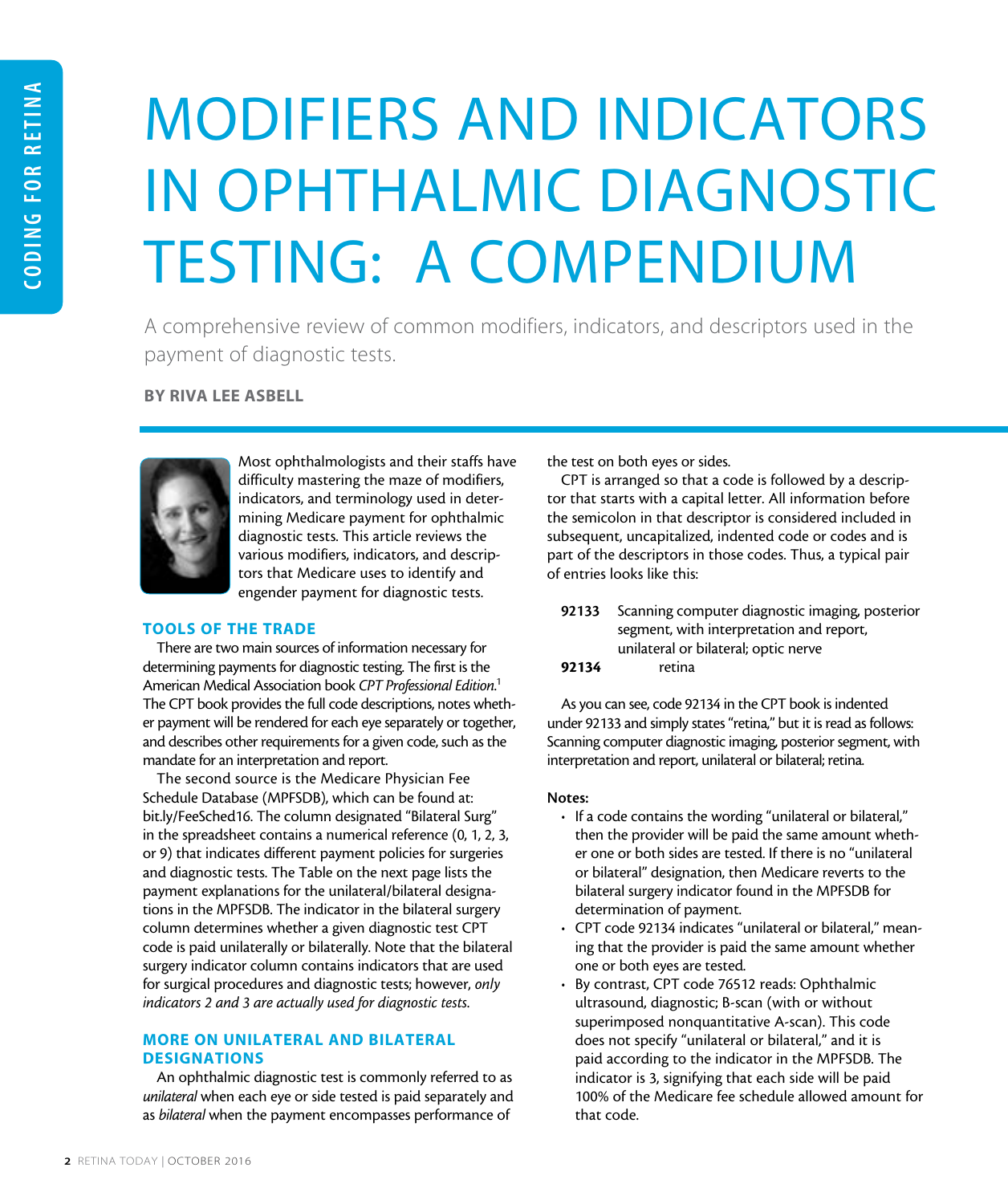# MODIFIERS AND INDICATORS IN OPHTHALMIC DIAGNOSTIC TESTING: A COMPENDIUM

A comprehensive review of common modifiers, indicators, and descriptors used in the payment of diagnostic tests.

**BY RIVA LEE ASBELL**

Most ophthalmologists and their staffs have difficulty mastering the maze of modifiers, indicators, and terminology used in determining Medicare payment for ophthalmic diagnostic tests. This article reviews the various modifiers, indicators, and descriptors that Medicare uses to identify and engender payment for diagnostic tests.

## TOOLS OF THE TRADE

There are two main sources of information necessary for determining payments for diagnostic testing. The first is the American Medical Association book *CPT Professional Edition*.[1] The CPT book provides the full code descriptions, notes whether payment will be rendered for each eye separately or together, and describes other requirements for a given code, such as the mandate for an interpretation and report.

The second source is the Medicare Physician Fee Schedule Database (MPFSDB), which can be found at: bit.ly/FeeSched16. The column designated "Bilateral Surg" in the spreadsheet contains a numerical reference (0, 1, 2, 3, or 9) that indicates different payment policies for surgeries and diagnostic tests. The Table on the next page lists the payment explanations for the unilateral/bilateral designations in the MPFSDB. The indicator in the bilateral surgery column determines whether a given diagnostic test CPT code is paid unilaterally or bilaterally. Note that the bilateral surgery indicator column contains indicators that are used for surgical procedures and diagnostic tests; however, *only indicators 2 and 3 are actually used for diagnostic tests.*

## MORE ON UNILATERAL AND BILATERAL DESIGNATIONS

An ophthalmic diagnostic test is commonly referred to as *unilateral* when each eye or side tested is paid separately and as *bilateral* when the payment encompasses performance of the test on both eyes or sides.

CPT is arranged so that a code is followed by a descriptor that starts with a capital letter. All information before the semicolon in that descriptor is considered included in subsequent, uncapitalized, indented code or codes and is part of the descriptors in those codes. Thus, a typical pair of entries looks like this:

**92133** Scanning computer diagnostic imaging, posterior segment, with interpretation and report, unilateral or bilateral; optic nerve

**92134** retina

As you can see, code 92134 in the CPT book is indented under 92133 and simply states "retina," but it is read as follows: Scanning computer diagnostic imaging, posterior segment, with interpretation and report, unilateral or bilateral; retina.

**Notes:**

- If a code contains the wording "unilateral or bilateral," then the provider will be paid the same amount whether one or both sides are tested. If there is no "unilateral or bilateral" designation, then Medicare reverts to the bilateral surgery indicator found in the MPFSDB for determination of payment.
- CPT code 92134 indicates "unilateral or bilateral," meaning that the provider is paid the same amount whether one or both eyes are tested.
- By contrast, CPT code 76512 reads: Ophthalmic ultrasound, diagnostic; B-scan (with or without superimposed nonquantitative A-scan). This code does not specify "unilateral or bilateral," and it is paid according to the indicator in the MPFSDB. The indicator is 3, signifying that each side will be paid 100% of the Medicare fee schedule allowed amount for that code.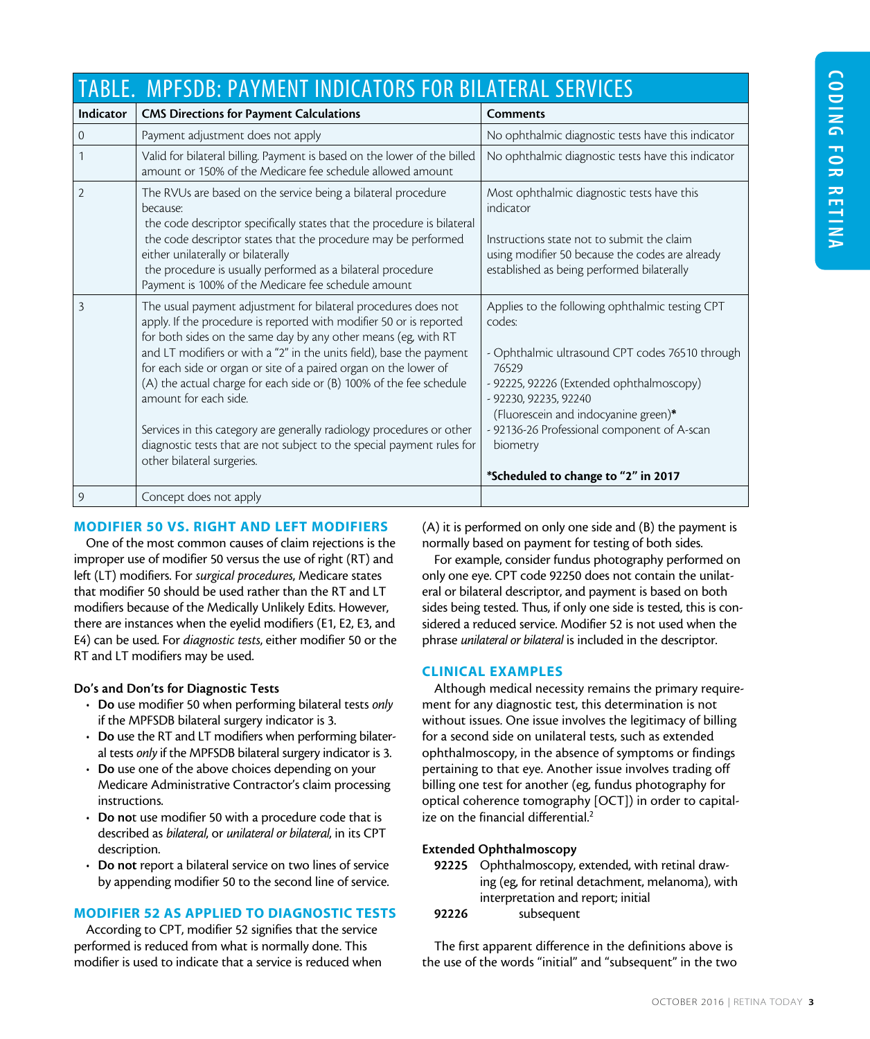## TABLE. MPFSDB: PAYMENT INDICATORS FOR BILATERAL SERVICES

| Indicator | CMS Directions for Payment Calculations | Comments |
|---|---|---|
| 0 | Payment adjustment does not apply | No ophthalmic diagnostic tests have this indicator |
| 1 | Valid for bilateral billing. Payment is based on the lower of the billed amount or 150% of the Medicare fee schedule allowed amount | No ophthalmic diagnostic tests have this indicator |
| 2 | The RVUs are based on the service being a bilateral procedure because: the code descriptor specifically states that the procedure is bilateral; the code descriptor states that the procedure may be performed either unilaterally or bilaterally; the procedure is usually performed as a bilateral procedure. Payment is 100% of the Medicare fee schedule amount | Most ophthalmic diagnostic tests have this indicator<br><br>Instructions state not to submit the claim using modifier 50 because the codes are already established as being performed bilaterally |
| 3 | The usual payment adjustment for bilateral procedures does not apply. If the procedure is reported with modifier 50 or is reported for both sides on the same day by any other means (eg, with RT and LT modifiers or with a "2" in the units field), base the payment for each side or organ or site of a paired organ on the lower of (A) the actual charge for each side or (B) 100% of the fee schedule amount for each side.<br><br>Services in this category are generally radiology procedures or other diagnostic tests that are not subject to the special payment rules for other bilateral surgeries. | Applies to the following ophthalmic testing CPT codes:<br><br>- Ophthalmic ultrasound CPT codes 76510 through 76529<br>- 92225, 92226 (Extended ophthalmoscopy)<br>- 92230, 92235, 92240 (Fluorescein and indocyanine green)*<br>- 92136-26 Professional component of A-scan biometry<br><br>**\*Scheduled to change to "2" in 2017** |
| 9 | Concept does not apply | |

### MODIFIER 50 VS. RIGHT AND LEFT MODIFIERS

One of the most common causes of claim rejections is the improper use of modifier 50 versus the use of right (RT) and left (LT) modifiers. For *surgical procedures*, Medicare states that modifier 50 should be used rather than the RT and LT modifiers because of the Medically Unlikely Edits. However, there are instances when the eyelid modifiers (E1, E2, E3, and E4) can be used. For *diagnostic tests*, either modifier 50 or the RT and LT modifiers may be used.

#### Do's and Don'ts for Diagnostic Tests

- **Do** use modifier 50 when performing bilateral tests *only* if the MPFSDB bilateral surgery indicator is 3.
- **Do** use the RT and LT modifiers when performing bilateral tests *only* if the MPFSDB bilateral surgery indicator is 3.
- **Do** use one of the above choices depending on your Medicare Administrative Contractor's claim processing instructions.
- **Do not** use modifier 50 with a procedure code that is described as *bilateral*, or *unilateral or bilateral*, in its CPT description.
- **Do not** report a bilateral service on two lines of service by appending modifier 50 to the second line of service.

### MODIFIER 52 AS APPLIED TO DIAGNOSTIC TESTS

According to CPT, modifier 52 signifies that the service performed is reduced from what is normally done. This modifier is used to indicate that a service is reduced when (A) it is performed on only one side and (B) the payment is normally based on payment for testing of both sides.

For example, consider fundus photography performed on only one eye. CPT code 92250 does not contain the unilateral or bilateral descriptor, and payment is based on both sides being tested. Thus, if only one side is tested, this is considered a reduced service. Modifier 52 is not used when the phrase *unilateral or bilateral* is included in the descriptor.

### CLINICAL EXAMPLES

Although medical necessity remains the primary requirement for any diagnostic test, this determination is not without issues. One issue involves the legitimacy of billing for a second side on unilateral tests, such as extended ophthalmoscopy, in the absence of symptoms or findings pertaining to that eye. Another issue involves trading off billing one test for another (eg, fundus photography for optical coherence tomography [OCT]) in order to capitalize on the financial differential.[2]

#### Extended Ophthalmoscopy

**92225** Ophthalmoscopy, extended, with retinal drawing (eg, for retinal detachment, melanoma), with interpretation and report; initial

**92226** subsequent

The first apparent difference in the definitions above is the use of the words "initial" and "subsequent" in the two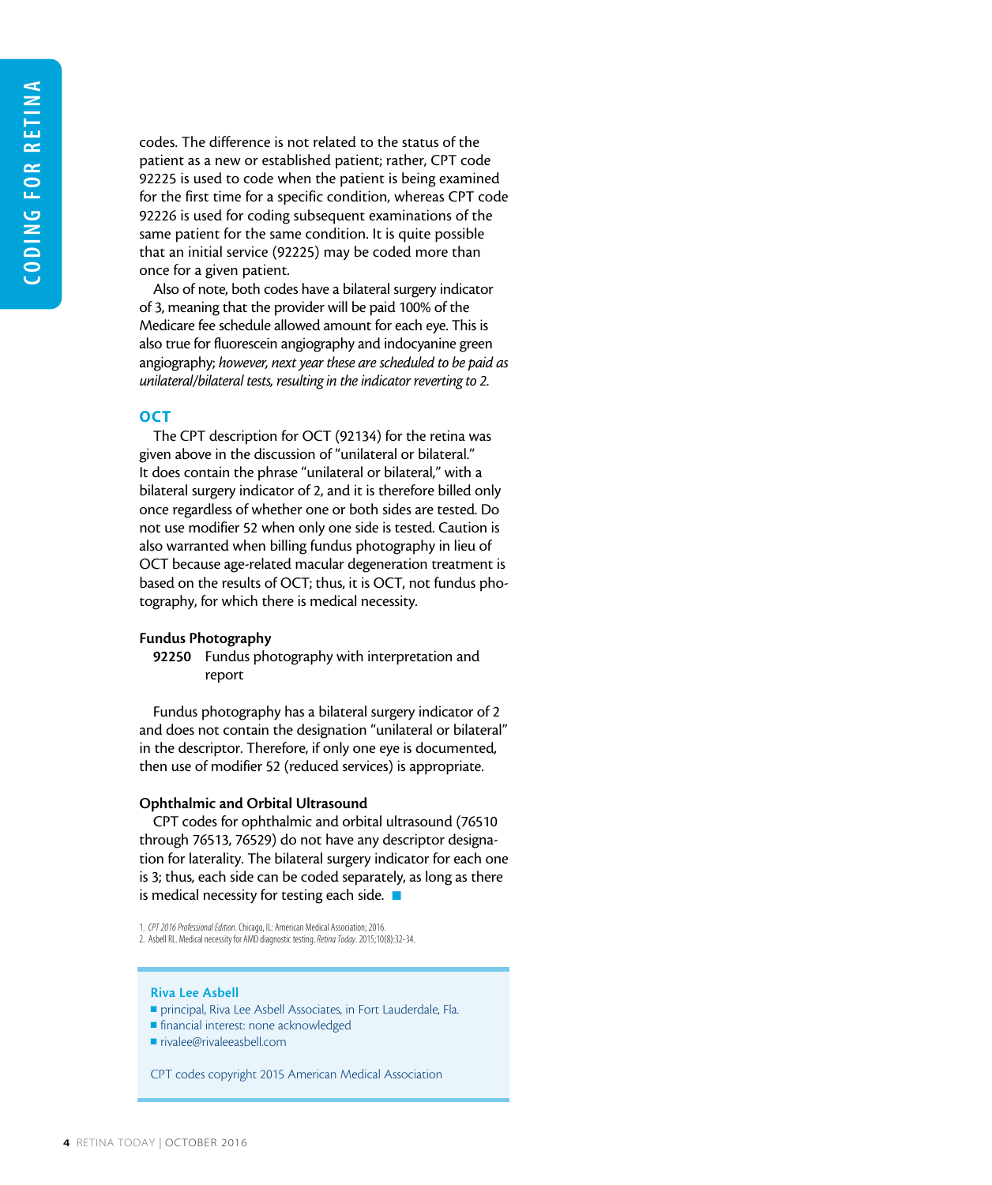codes. The difference is not related to the status of the patient as a new or established patient; rather, CPT code 92225 is used to code when the patient is being examined for the first time for a specific condition, whereas CPT code 92226 is used for coding subsequent examinations of the same patient for the same condition. It is quite possible that an initial service (92225) may be coded more than once for a given patient.

Also of note, both codes have a bilateral surgery indicator of 3, meaning that the provider will be paid 100% of the Medicare fee schedule allowed amount for each eye. This is also true for fluorescein angiography and indocyanine green angiography; *however, next year these are scheduled to be paid as unilateral/bilateral tests, resulting in the indicator reverting to 2.*

## OCT

The CPT description for OCT (92134) for the retina was given above in the discussion of "unilateral or bilateral." It does contain the phrase "unilateral or bilateral," with a bilateral surgery indicator of 2, and it is therefore billed only once regardless of whether one or both sides are tested. Do not use modifier 52 when only one side is tested. Caution is also warranted when billing fundus photography in lieu of OCT because age-related macular degeneration treatment is based on the results of OCT; thus, it is OCT, not fundus photography, for which there is medical necessity.

### Fundus Photography

**92250** Fundus photography with interpretation and report

Fundus photography has a bilateral surgery indicator of 2 and does not contain the designation "unilateral or bilateral" in the descriptor. Therefore, if only one eye is documented, then use of modifier 52 (reduced services) is appropriate.

### Ophthalmic and Orbital Ultrasound

CPT codes for ophthalmic and orbital ultrasound (76510 through 76513, 76529) do not have any descriptor designation for laterality. The bilateral surgery indicator for each one is 3; thus, each side can be coded separately, as long as there is medical necessity for testing each side. ■

1. *CPT 2016 Professional Edition*. Chicago, IL: American Medical Association; 2016.
2. Asbell RL. Medical necessity for AMD diagnostic testing. *Retina Today*. 2015;10(8):32-34.

**Riva Lee Asbell**

- principal, Riva Lee Asbell Associates, in Fort Lauderdale, Fla.
- financial interest: none acknowledged
- rivalee@rivaleeasbell.com

CPT codes copyright 2015 American Medical Association